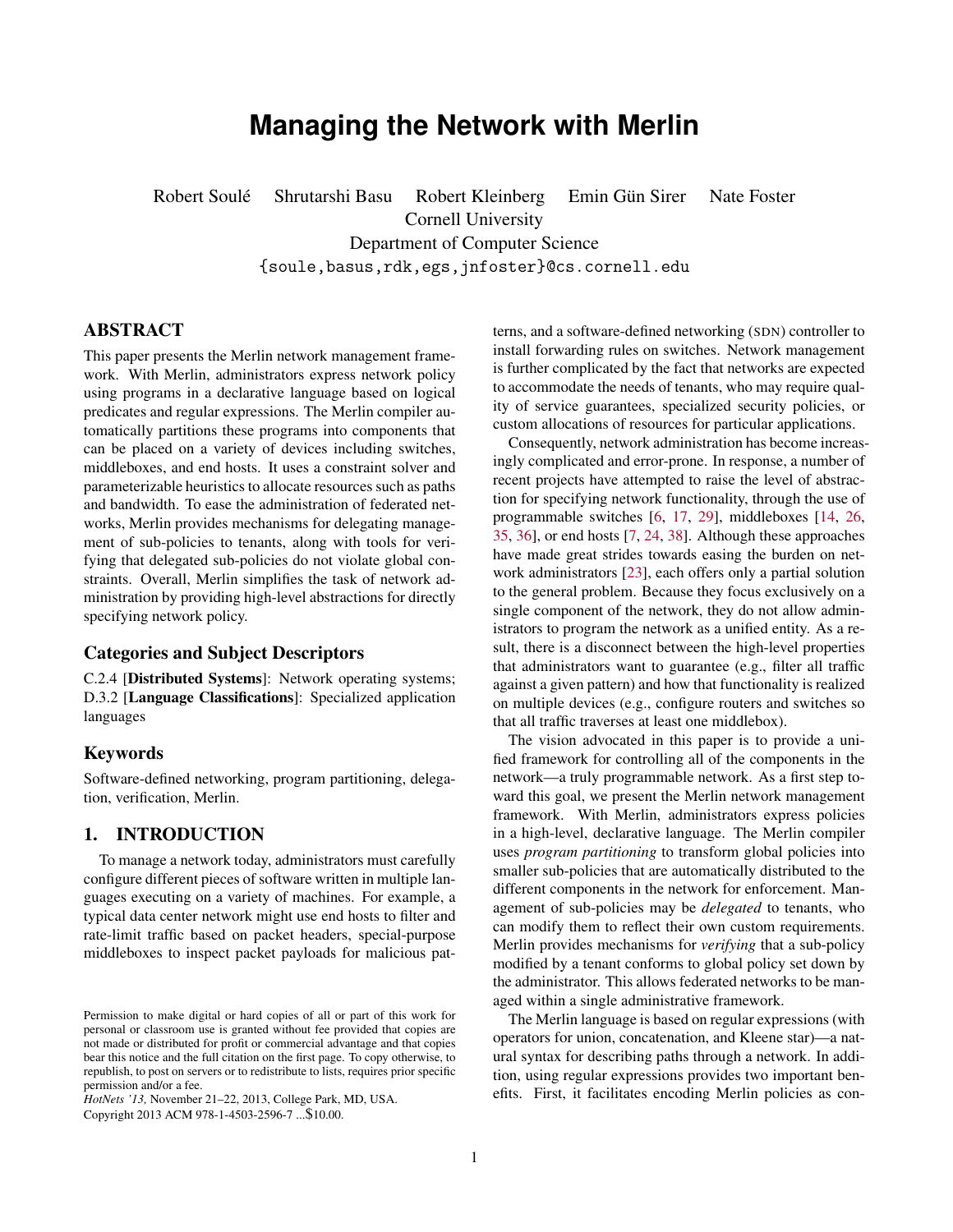# Managing the Network with Merlin

Robert Soulé Shrutarshi Basu Robert Kleinberg Emin Gün Sirer Nate Foster
Cornell University
Department of Computer Science
{soule,basus,rdk,egs,jnfoster}@cs.cornell.edu

## ABSTRACT

This paper presents the Merlin network management framework. With Merlin, administrators express network policy using programs in a declarative language based on logical predicates and regular expressions. The Merlin compiler automatically partitions these programs into components that can be placed on a variety of devices including switches, middleboxes, and end hosts. It uses a constraint solver and parameterizable heuristics to allocate resources such as paths and bandwidth. To ease the administration of federated networks, Merlin provides mechanisms for delegating management of sub-policies to tenants, along with tools for verifying that delegated sub-policies do not violate global constraints. Overall, Merlin simplifies the task of network administration by providing high-level abstractions for directly specifying network policy.

### Categories and Subject Descriptors

C.2.4 [**Distributed Systems**]: Network operating systems; D.3.2 [**Language Classifications**]: Specialized application languages

### Keywords

Software-defined networking, program partitioning, delegation, verification, Merlin.

## 1. INTRODUCTION

To manage a network today, administrators must carefully configure different pieces of software written in multiple languages executing on a variety of machines. For example, a typical data center network might use end hosts to filter and rate-limit traffic based on packet headers, special-purpose middleboxes to inspect packet payloads for malicious patterns, and a software-defined networking (SDN) controller to install forwarding rules on switches. Network management is further complicated by the fact that networks are expected to accommodate the needs of tenants, who may require quality of service guarantees, specialized security policies, or custom allocations of resources for particular applications.

Consequently, network administration has become increasingly complicated and error-prone. In response, a number of recent projects have attempted to raise the level of abstraction for specifying network functionality, through the use of programmable switches [6, 17, 29], middleboxes [14, 26, 35, 36], or end hosts [7, 24, 38]. Although these approaches have made great strides towards easing the burden on network administrators [23], each offers only a partial solution to the general problem. Because they focus exclusively on a single component of the network, they do not allow administrators to program the network as a unified entity. As a result, there is a disconnect between the high-level properties that administrators want to guarantee (e.g., filter all traffic against a given pattern) and how that functionality is realized on multiple devices (e.g., configure routers and switches so that all traffic traverses at least one middlebox).

The vision advocated in this paper is to provide a unified framework for controlling all of the components in the network—a truly programmable network. As a first step toward this goal, we present the Merlin network management framework. With Merlin, administrators express policies in a high-level, declarative language. The Merlin compiler uses *program partitioning* to transform global policies into smaller sub-policies that are automatically distributed to the different components in the network for enforcement. Management of sub-policies may be *delegated* to tenants, who can modify them to reflect their own custom requirements. Merlin provides mechanisms for *verifying* that a sub-policy modified by a tenant conforms to global policy set down by the administrator. This allows federated networks to be managed within a single administrative framework.

The Merlin language is based on regular expressions (with operators for union, concatenation, and Kleene star)—a natural syntax for describing paths through a network. In addition, using regular expressions provides two important benefits. First, it facilitates encoding Merlin policies as con-

Permission to make digital or hard copies of all or part of this work for personal or classroom use is granted without fee provided that copies are not made or distributed for profit or commercial advantage and that copies bear this notice and the full citation on the first page. To copy otherwise, to republish, to post on servers or to redistribute to lists, requires prior specific permission and/or a fee.
*HotNets '13,* November 21–22, 2013, College Park, MD, USA.
Copyright 2013 ACM 978-1-4503-2596-7 ...$10.00.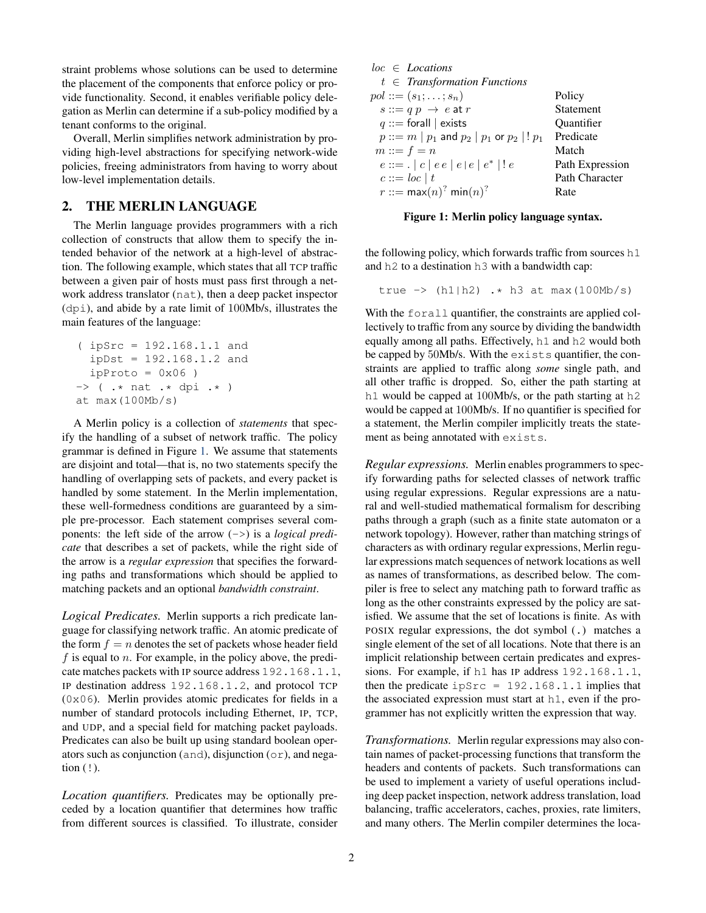straint problems whose solutions can be used to determine the placement of the components that enforce policy or provide functionality. Second, it enables verifiable policy delegation as Merlin can determine if a sub-policy modified by a tenant conforms to the original.

Overall, Merlin simplifies network administration by providing high-level abstractions for specifying network-wide policies, freeing administrators from having to worry about low-level implementation details.

## 2. THE MERLIN LANGUAGE

The Merlin language provides programmers with a rich collection of constructs that allow them to specify the intended behavior of the network at a high-level of abstraction. The following example, which states that all TCP traffic between a given pair of hosts must pass first through a network address translator (`nat`), then a deep packet inspector (`dpi`), and abide by a rate limit of 100Mb/s, illustrates the main features of the language:

```
( ipSrc = 192.168.1.1 and
  ipDst = 192.168.1.2 and
  ipProto = 0x06 )
-> ( .* nat .* dpi .* )
at max(100Mb/s)
```

A Merlin policy is a collection of *statements* that specify the handling of a subset of network traffic. The policy grammar is defined in Figure 1. We assume that statements are disjoint and total—that is, no two statements specify the handling of overlapping sets of packets, and every packet is handled by some statement. In the Merlin implementation, these well-formedness conditions are guaranteed by a simple pre-processor. Each statement comprises several components: the left side of the arrow (`->`) is a *logical predicate* that describes a set of packets, while the right side of the arrow is a *regular expression* that specifies the forwarding paths and transformations which should be applied to matching packets and an optional *bandwidth constraint*.

| | |
|---|---|
| $loc \in$ *Locations* | |
| $t \in$ *Transformation Functions* | |
| $pol ::= (s_1; \ldots; s_n)$ | Policy |
| $s ::= q\ p \rightarrow e$ at $r$ | Statement |
| $q ::=$ forall \| exists | Quantifier |
| $p ::= m \mid p_1$ and $p_2 \mid p_1$ or $p_2 \mid !\, p_1$ | Predicate |
| $m ::= f = n$ | Match |
| $e ::= . \mid c \mid e\, e \mid e \vert e \mid e^* \mid !\, e$ | Path Expression |
| $c ::= loc \mid t$ | Path Character |
| $r ::= \mathsf{max}(n)^? \ \mathsf{min}(n)^?$ | Rate |

**Figure 1: Merlin policy language syntax.**

*Logical Predicates.* Merlin supports a rich predicate language for classifying network traffic. An atomic predicate of the form $f = n$ denotes the set of packets whose header field $f$ is equal to $n$. For example, in the policy above, the predicate matches packets with IP source address `192.168.1.1`, IP destination address `192.168.1.2`, and protocol TCP (`0x06`). Merlin provides atomic predicates for fields in a number of standard protocols including Ethernet, IP, TCP, and UDP, and a special field for matching packet payloads. Predicates can also be built up using standard boolean operators such as conjunction (`and`), disjunction (`or`), and negation (`!`).

*Location quantifiers.* Predicates may be optionally preceded by a location quantifier that determines how traffic from different sources is classified. To illustrate, consider the following policy, which forwards traffic from sources `h1` and `h2` to a destination `h3` with a bandwidth cap:

```
true -> (h1|h2) .* h3 at max(100Mb/s)
```

With the `forall` quantifier, the constraints are applied collectively to traffic from any source by dividing the bandwidth equally among all paths. Effectively, `h1` and `h2` would both be capped by 50Mb/s. With the `exists` quantifier, the constraints are applied to traffic along *some* single path, and all other traffic is dropped. So, either the path starting at `h1` would be capped at 100Mb/s, or the path starting at `h2` would be capped at 100Mb/s. If no quantifier is specified for a statement, the Merlin compiler implicitly treats the statement as being annotated with `exists`.

*Regular expressions.* Merlin enables programmers to specify forwarding paths for selected classes of network traffic using regular expressions. Regular expressions are a natural and well-studied mathematical formalism for describing paths through a graph (such as a finite state automaton or a network topology). However, rather than matching strings of characters as with ordinary regular expressions, Merlin regular expressions match sequences of network locations as well as names of transformations, as described below. The compiler is free to select any matching path to forward traffic as long as the other constraints expressed by the policy are satisfied. We assume that the set of locations is finite. As with POSIX regular expressions, the dot symbol (`.`) matches a single element of the set of all locations. Note that there is an implicit relationship between certain predicates and expressions. For example, if `h1` has IP address `192.168.1.1`, then the predicate `ipSrc = 192.168.1.1` implies that the associated expression must start at `h1`, even if the programmer has not explicitly written the expression that way.

*Transformations.* Merlin regular expressions may also contain names of packet-processing functions that transform the headers and contents of packets. Such transformations can be used to implement a variety of useful operations including deep packet inspection, network address translation, load balancing, traffic accelerators, caches, proxies, rate limiters, and many others. The Merlin compiler determines the loca-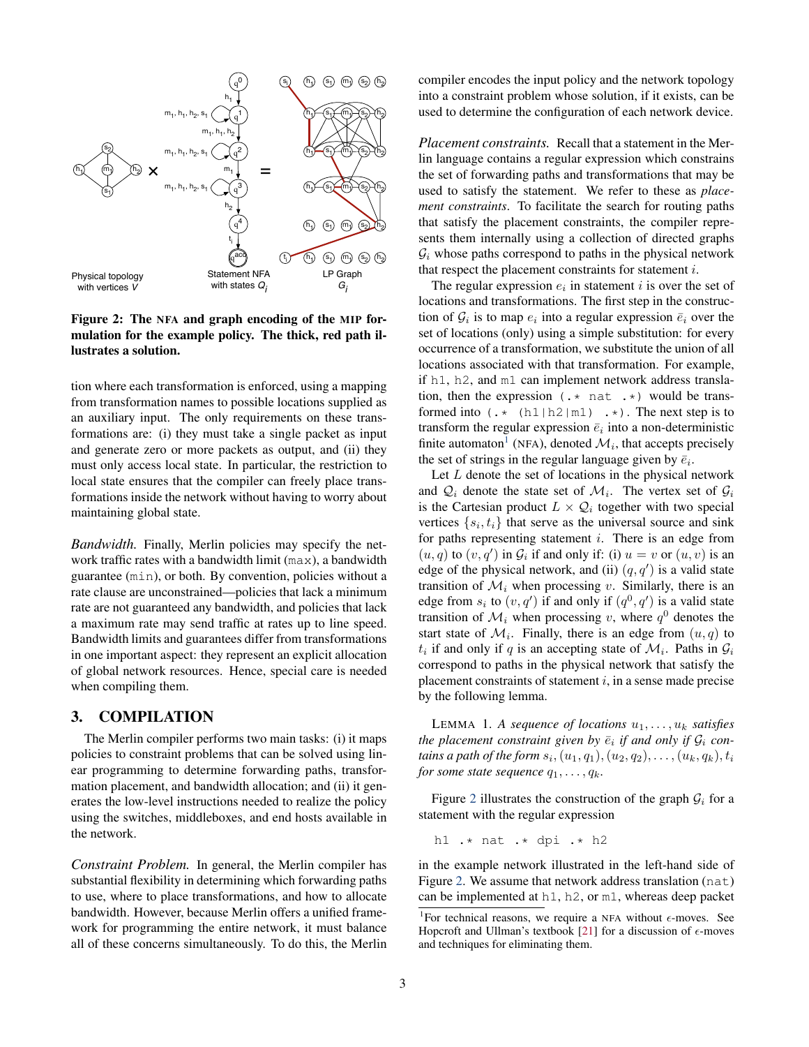Figure 2: The NFA and graph encoding of the MIP formulation for the example policy. The thick, red path illustrates a solution.

tion where each transformation is enforced, using a mapping from transformation names to possible locations supplied as an auxiliary input. The only requirements on these transformations are: (i) they must take a single packet as input and generate zero or more packets as output, and (ii) they must only access local state. In particular, the restriction to local state ensures that the compiler can freely place transformations inside the network without having to worry about maintaining global state.

*Bandwidth.* Finally, Merlin policies may specify the network traffic rates with a bandwidth limit (`max`), a bandwidth guarantee (`min`), or both. By convention, policies without a rate clause are unconstrained—policies that lack a minimum rate are not guaranteed any bandwidth, and policies that lack a maximum rate may send traffic at rates up to line speed. Bandwidth limits and guarantees differ from transformations in one important aspect: they represent an explicit allocation of global network resources. Hence, special care is needed when compiling them.

## 3. COMPILATION

The Merlin compiler performs two main tasks: (i) it maps policies to constraint problems that can be solved using linear programming to determine forwarding paths, transformation placement, and bandwidth allocation; and (ii) it generates the low-level instructions needed to realize the policy using the switches, middleboxes, and end hosts available in the network.

*Constraint Problem.* In general, the Merlin compiler has substantial flexibility in determining which forwarding paths to use, where to place transformations, and how to allocate bandwidth. However, because Merlin offers a unified framework for programming the entire network, it must balance all of these concerns simultaneously. To do this, the Merlin compiler encodes the input policy and the network topology into a constraint problem whose solution, if it exists, can be used to determine the configuration of each network device.

*Placement constraints.* Recall that a statement in the Merlin language contains a regular expression which constrains the set of forwarding paths and transformations that may be used to satisfy the statement. We refer to these as *placement constraints*. To facilitate the search for routing paths that satisfy the placement constraints, the compiler represents them internally using a collection of directed graphs $\mathcal{G}_i$ whose paths correspond to paths in the physical network that respect the placement constraints for statement $i$.

The regular expression $e_i$ in statement $i$ is over the set of locations and transformations. The first step in the construction of $\mathcal{G}_i$ is to map $e_i$ into a regular expression $\bar{e}_i$ over the set of locations (only) using a simple substitution: for every occurrence of a transformation, we substitute the union of all locations associated with that transformation. For example, if `h1`, `h2`, and `m1` can implement network address translation, then the expression `(.* nat .*)` would be transformed into `(.* (h1|h2|m1) .*)`. The next step is to transform the regular expression $\bar{e}_i$ into a non-deterministic finite automaton[1] (NFA), denoted $\mathcal{M}_i$, that accepts precisely the set of strings in the regular language given by $\bar{e}_i$.

Let $L$ denote the set of locations in the physical network and $\mathcal{Q}_i$ denote the state set of $\mathcal{M}_i$. The vertex set of $\mathcal{G}_i$ is the Cartesian product $L \times \mathcal{Q}_i$ together with two special vertices $\{s_i, t_i\}$ that serve as the universal source and sink for paths representing statement $i$. There is an edge from $(u, q)$ to $(v, q')$ in $\mathcal{G}_i$ if and only if: (i) $u = v$ or $(u, v)$ is an edge of the physical network, and (ii) $(q, q')$ is a valid state transition of $\mathcal{M}_i$ when processing $v$. Similarly, there is an edge from $s_i$ to $(v, q')$ if and only if $(q^0, q')$ is a valid state transition of $\mathcal{M}_i$ when processing $v$, where $q^0$ denotes the start state of $\mathcal{M}_i$. Finally, there is an edge from $(u, q)$ to $t_i$ if and only if $q$ is an accepting state of $\mathcal{M}_i$. Paths in $\mathcal{G}_i$ correspond to paths in the physical network that satisfy the placement constraints of statement $i$, in a sense made precise by the following lemma.

LEMMA 1. *A sequence of locations $u_1, \ldots, u_k$ satisfies the placement constraint given by $\bar{e}_i$ if and only if $\mathcal{G}_i$ contains a path of the form $s_i, (u_1, q_1), (u_2, q_2), \ldots, (u_k, q_k), t_i$ for some state sequence $q_1, \ldots, q_k$.*

Figure 2 illustrates the construction of the graph $\mathcal{G}_i$ for a statement with the regular expression

```
h1 .* nat .* dpi .* h2
```

in the example network illustrated in the left-hand side of Figure 2. We assume that network address translation (`nat`) can be implemented at `h1`, `h2`, or `m1`, whereas deep packet

[1] For technical reasons, we require a NFA without $\epsilon$-moves. See Hopcroft and Ullman's textbook [21] for a discussion of $\epsilon$-moves and techniques for eliminating them.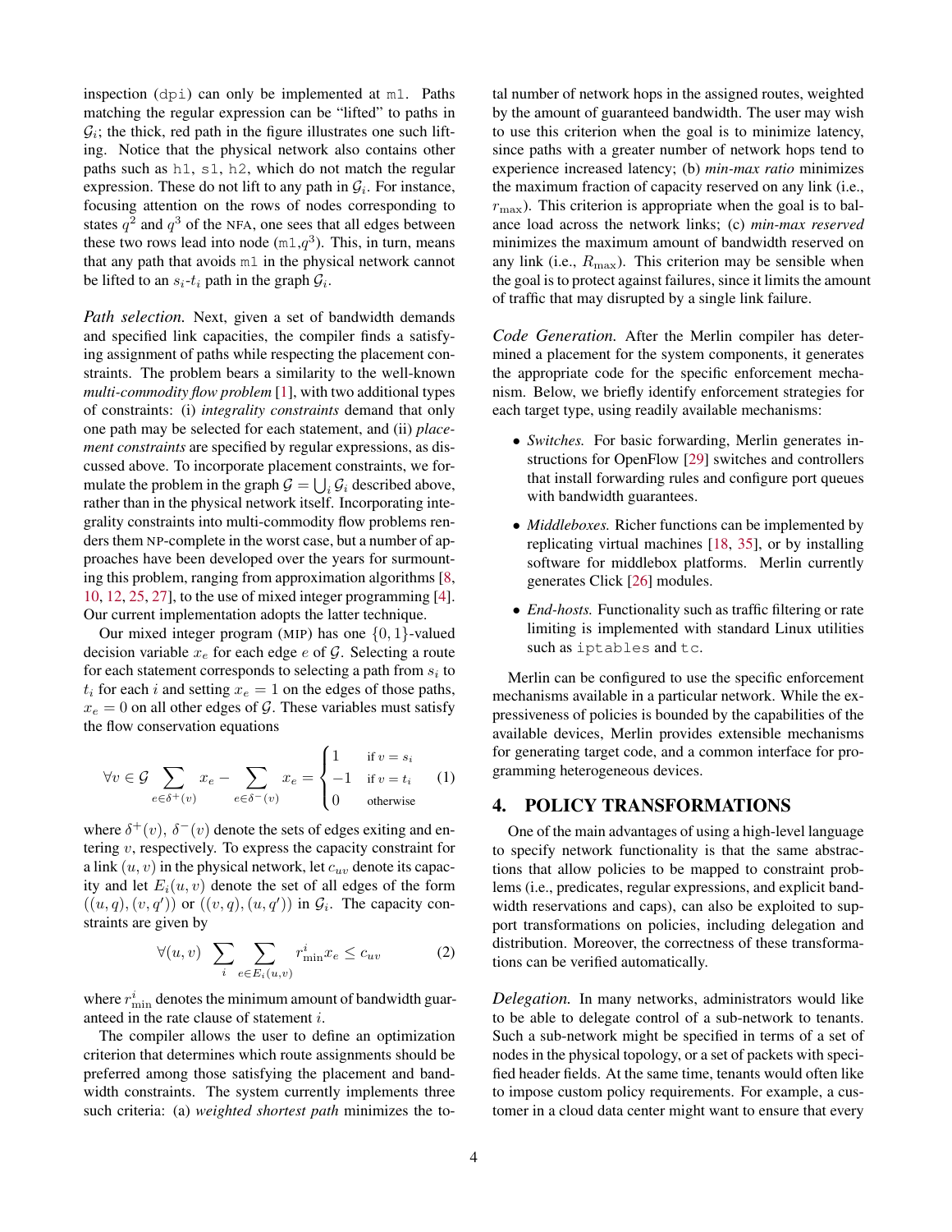inspection (`dpi`) can only be implemented at `m1`. Paths matching the regular expression can be "lifted" to paths in $\mathcal{G}_i$; the thick, red path in the figure illustrates one such lifting. Notice that the physical network also contains other paths such as `h1`, `s1`, `h2`, which do not match the regular expression. These do not lift to any path in $\mathcal{G}_i$. For instance, focusing attention on the rows of nodes corresponding to states $q^2$ and $q^3$ of the NFA, one sees that all edges between these two rows lead into node (`m1`,$q^3$). This, in turn, means that any path that avoids `m1` in the physical network cannot be lifted to an $s_i$-$t_i$ path in the graph $\mathcal{G}_i$.

*Path selection.* Next, given a set of bandwidth demands and specified link capacities, the compiler finds a satisfying assignment of paths while respecting the placement constraints. The problem bears a similarity to the well-known *multi-commodity flow problem* [1], with two additional types of constraints: (i) *integrality constraints* demand that only one path may be selected for each statement, and (ii) *placement constraints* are specified by regular expressions, as discussed above. To incorporate placement constraints, we formulate the problem in the graph $\mathcal{G} = \bigcup_i \mathcal{G}_i$ described above, rather than in the physical network itself. Incorporating integrality constraints into multi-commodity flow problems renders them NP-complete in the worst case, but a number of approaches have been developed over the years for surmounting this problem, ranging from approximation algorithms [8, 10, 12, 25, 27], to the use of mixed integer programming [4]. Our current implementation adopts the latter technique.

Our mixed integer program (MIP) has one $\{0, 1\}$-valued decision variable $x_e$ for each edge $e$ of $\mathcal{G}$. Selecting a route for each statement corresponds to selecting a path from $s_i$ to $t_i$ for each $i$ and setting $x_e = 1$ on the edges of those paths, $x_e = 0$ on all other edges of $\mathcal{G}$. These variables must satisfy the flow conservation equations

$$\forall v \in \mathcal{G} \sum_{e \in \delta^+(v)} x_e - \sum_{e \in \delta^-(v)} x_e = \begin{cases} 1 & \text{if } v = s_i \\ -1 & \text{if } v = t_i \\ 0 & \text{otherwise} \end{cases} \quad (1)$$

where $\delta^+(v)$, $\delta^-(v)$ denote the sets of edges exiting and entering $v$, respectively. To express the capacity constraint for a link $(u, v)$ in the physical network, let $c_{uv}$ denote its capacity and let $E_i(u, v)$ denote the set of all edges of the form $((u, q), (v, q'))$ or $((v, q), (u, q'))$ in $\mathcal{G}_i$. The capacity constraints are given by

$$\forall (u, v) \sum_i \sum_{e \in E_i(u,v)} r^i_{\min} x_e \leq c_{uv} \quad (2)$$

where $r^i_{\min}$ denotes the minimum amount of bandwidth guaranteed in the rate clause of statement $i$.

The compiler allows the user to define an optimization criterion that determines which route assignments should be preferred among those satisfying the placement and bandwidth constraints. The system currently implements three such criteria: (a) *weighted shortest path* minimizes the total number of network hops in the assigned routes, weighted by the amount of guaranteed bandwidth. The user may wish to use this criterion when the goal is to minimize latency, since paths with a greater number of network hops tend to experience increased latency; (b) *min-max ratio* minimizes the maximum fraction of capacity reserved on any link (i.e., $r_{\max}$). This criterion is appropriate when the goal is to balance load across the network links; (c) *min-max reserved* minimizes the maximum amount of bandwidth reserved on any link (i.e., $R_{\max}$). This criterion may be sensible when the goal is to protect against failures, since it limits the amount of traffic that may disrupted by a single link failure.

*Code Generation.* After the Merlin compiler has determined a placement for the system components, it generates the appropriate code for the specific enforcement mechanism. Below, we briefly identify enforcement strategies for each target type, using readily available mechanisms:

- *Switches.* For basic forwarding, Merlin generates instructions for OpenFlow [29] switches and controllers that install forwarding rules and configure port queues with bandwidth guarantees.
- *Middleboxes.* Richer functions can be implemented by replicating virtual machines [18, 35], or by installing software for middlebox platforms. Merlin currently generates Click [26] modules.
- *End-hosts.* Functionality such as traffic filtering or rate limiting is implemented with standard Linux utilities such as `iptables` and `tc`.

Merlin can be configured to use the specific enforcement mechanisms available in a particular network. While the expressiveness of policies is bounded by the capabilities of the available devices, Merlin provides extensible mechanisms for generating target code, and a common interface for programming heterogeneous devices.

## 4. POLICY TRANSFORMATIONS

One of the main advantages of using a high-level language to specify network functionality is that the same abstractions that allow policies to be mapped to constraint problems (i.e., predicates, regular expressions, and explicit bandwidth reservations and caps), can also be exploited to support transformations on policies, including delegation and distribution. Moreover, the correctness of these transformations can be verified automatically.

*Delegation.* In many networks, administrators would like to be able to delegate control of a sub-network to tenants. Such a sub-network might be specified in terms of a set of nodes in the physical topology, or a set of packets with specified header fields. At the same time, tenants would often like to impose custom policy requirements. For example, a customer in a cloud data center might want to ensure that every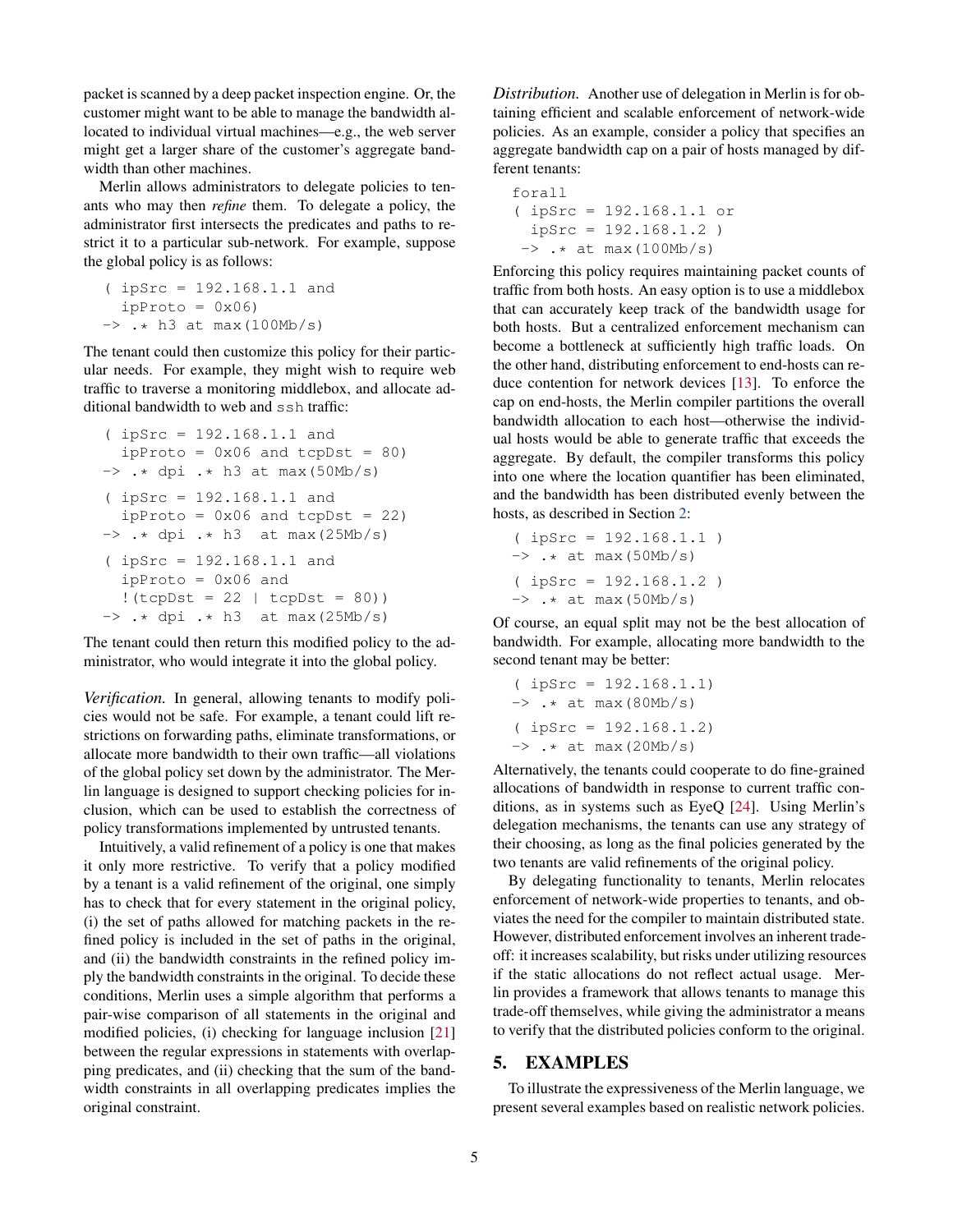packet is scanned by a deep packet inspection engine. Or, the customer might want to be able to manage the bandwidth allocated to individual virtual machines—e.g., the web server might get a larger share of the customer's aggregate bandwidth than other machines.

Merlin allows administrators to delegate policies to tenants who may then *refine* them. To delegate a policy, the administrator first intersects the predicates and paths to restrict it to a particular sub-network. For example, suppose the global policy is as follows:

```
( ipSrc = 192.168.1.1 and
  ipProto = 0x06)
-> .* h3 at max(100Mb/s)
```

The tenant could then customize this policy for their particular needs. For example, they might wish to require web traffic to traverse a monitoring middlebox, and allocate additional bandwidth to web and ssh traffic:

```
( ipSrc = 192.168.1.1 and
  ipProto = 0x06 and tcpDst = 80)
-> .* dpi .* h3 at max(50Mb/s)

( ipSrc = 192.168.1.1 and
  ipProto = 0x06 and tcpDst = 22)
-> .* dpi .* h3  at max(25Mb/s)

( ipSrc = 192.168.1.1 and
  ipProto = 0x06 and
  !(tcpDst = 22 | tcpDst = 80))
-> .* dpi .* h3  at max(25Mb/s)
```

The tenant could then return this modified policy to the administrator, who would integrate it into the global policy.

*Verification.* In general, allowing tenants to modify policies would not be safe. For example, a tenant could lift restrictions on forwarding paths, eliminate transformations, or allocate more bandwidth to their own traffic—all violations of the global policy set down by the administrator. The Merlin language is designed to support checking policies for inclusion, which can be used to establish the correctness of policy transformations implemented by untrusted tenants.

Intuitively, a valid refinement of a policy is one that makes it only more restrictive. To verify that a policy modified by a tenant is a valid refinement of the original, one simply has to check that for every statement in the original policy, (i) the set of paths allowed for matching packets in the refined policy is included in the set of paths in the original, and (ii) the bandwidth constraints in the refined policy imply the bandwidth constraints in the original. To decide these conditions, Merlin uses a simple algorithm that performs a pair-wise comparison of all statements in the original and modified policies, (i) checking for language inclusion [21] between the regular expressions in statements with overlapping predicates, and (ii) checking that the sum of the bandwidth constraints in all overlapping predicates implies the original constraint.

*Distribution.* Another use of delegation in Merlin is for obtaining efficient and scalable enforcement of network-wide policies. As an example, consider a policy that specifies an aggregate bandwidth cap on a pair of hosts managed by different tenants:

```
forall
( ipSrc = 192.168.1.1 or
  ipSrc = 192.168.1.2 )
 -> .* at max(100Mb/s)
```

Enforcing this policy requires maintaining packet counts of traffic from both hosts. An easy option is to use a middlebox that can accurately keep track of the bandwidth usage for both hosts. But a centralized enforcement mechanism can become a bottleneck at sufficiently high traffic loads. On the other hand, distributing enforcement to end-hosts can reduce contention for network devices [13]. To enforce the cap on end-hosts, the Merlin compiler partitions the overall bandwidth allocation to each host—otherwise the individual hosts would be able to generate traffic that exceeds the aggregate. By default, the compiler transforms this policy into one where the location quantifier has been eliminated, and the bandwidth has been distributed evenly between the hosts, as described in Section 2:

```
( ipSrc = 192.168.1.1 )
-> .* at max(50Mb/s)

( ipSrc = 192.168.1.2 )
-> .* at max(50Mb/s)
```

Of course, an equal split may not be the best allocation of bandwidth. For example, allocating more bandwidth to the second tenant may be better:

```
( ipSrc = 192.168.1.1)
-> .* at max(80Mb/s)

( ipSrc = 192.168.1.2)
-> .* at max(20Mb/s)
```

Alternatively, the tenants could cooperate to do fine-grained allocations of bandwidth in response to current traffic conditions, as in systems such as EyeQ [24]. Using Merlin's delegation mechanisms, the tenants can use any strategy of their choosing, as long as the final policies generated by the two tenants are valid refinements of the original policy.

By delegating functionality to tenants, Merlin relocates enforcement of network-wide properties to tenants, and obviates the need for the compiler to maintain distributed state. However, distributed enforcement involves an inherent tradeoff: it increases scalability, but risks under utilizing resources if the static allocations do not reflect actual usage. Merlin provides a framework that allows tenants to manage this trade-off themselves, while giving the administrator a means to verify that the distributed policies conform to the original.

## 5. EXAMPLES

To illustrate the expressiveness of the Merlin language, we present several examples based on realistic network policies.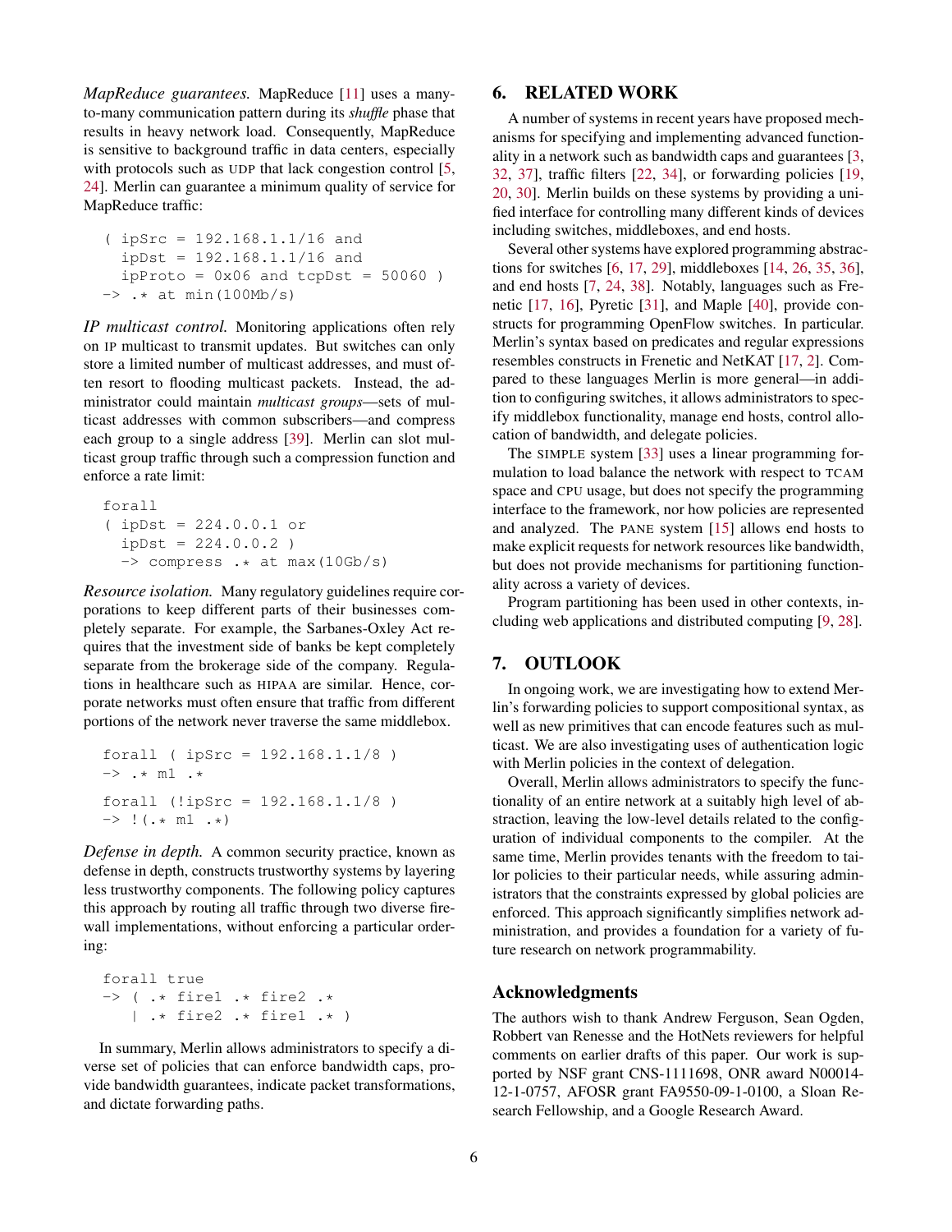*MapReduce guarantees.* MapReduce [11] uses a many-to-many communication pattern during its *shuffle* phase that results in heavy network load. Consequently, MapReduce is sensitive to background traffic in data centers, especially with protocols such as UDP that lack congestion control [5, 24]. Merlin can guarantee a minimum quality of service for MapReduce traffic:

```
( ipSrc = 192.168.1.1/16 and
  ipDst = 192.168.1.1/16 and
  ipProto = 0x06 and tcpDst = 50060 )
-> .* at min(100Mb/s)
```

*IP multicast control.* Monitoring applications often rely on IP multicast to transmit updates. But switches can only store a limited number of multicast addresses, and must often resort to flooding multicast packets. Instead, the administrator could maintain *multicast groups*—sets of multicast addresses with common subscribers—and compress each group to a single address [39]. Merlin can slot multicast group traffic through such a compression function and enforce a rate limit:

```
forall
( ipDst = 224.0.0.1 or
  ipDst = 224.0.0.2 )
  -> compress .* at max(10Gb/s)
```

*Resource isolation.* Many regulatory guidelines require corporations to keep different parts of their businesses completely separate. For example, the Sarbanes-Oxley Act requires that the investment side of banks be kept completely separate from the brokerage side of the company. Regulations in healthcare such as HIPAA are similar. Hence, corporate networks must often ensure that traffic from different portions of the network never traverse the same middlebox.

```
forall ( ipSrc = 192.168.1.1/8 )
-> .* m1 .*

forall (!ipSrc = 192.168.1.1/8 )
-> !(.* m1 .*)
```

*Defense in depth.* A common security practice, known as defense in depth, constructs trustworthy systems by layering less trustworthy components. The following policy captures this approach by routing all traffic through two diverse firewall implementations, without enforcing a particular ordering:

```
forall true
-> ( .* fire1 .* fire2 .*
   | .* fire2 .* fire1 .* )
```

In summary, Merlin allows administrators to specify a diverse set of policies that can enforce bandwidth caps, provide bandwidth guarantees, indicate packet transformations, and dictate forwarding paths.

## 6. RELATED WORK

A number of systems in recent years have proposed mechanisms for specifying and implementing advanced functionality in a network such as bandwidth caps and guarantees [3, 32, 37], traffic filters [22, 34], or forwarding policies [19, 20, 30]. Merlin builds on these systems by providing a unified interface for controlling many different kinds of devices including switches, middleboxes, and end hosts.

Several other systems have explored programming abstractions for switches [6, 17, 29], middleboxes [14, 26, 35, 36], and end hosts [7, 24, 38]. Notably, languages such as Frenetic [17, 16], Pyretic [31], and Maple [40], provide constructs for programming OpenFlow switches. In particular, Merlin's syntax based on predicates and regular expressions resembles constructs in Frenetic and NetKAT [17, 2]. Compared to these languages Merlin is more general—in addition to configuring switches, it allows administrators to specify middlebox functionality, manage end hosts, control allocation of bandwidth, and delegate policies.

The SIMPLE system [33] uses a linear programming formulation to load balance the network with respect to TCAM space and CPU usage, but does not specify the programming interface to the framework, nor how policies are represented and analyzed. The PANE system [15] allows end hosts to make explicit requests for network resources like bandwidth, but does not provide mechanisms for partitioning functionality across a variety of devices.

Program partitioning has been used in other contexts, including web applications and distributed computing [9, 28].

## 7. OUTLOOK

In ongoing work, we are investigating how to extend Merlin's forwarding policies to support compositional syntax, as well as new primitives that can encode features such as multicast. We are also investigating uses of authentication logic with Merlin policies in the context of delegation.

Overall, Merlin allows administrators to specify the functionality of an entire network at a suitably high level of abstraction, leaving the low-level details related to the configuration of individual components to the compiler. At the same time, Merlin provides tenants with the freedom to tailor policies to their particular needs, while assuring administrators that the constraints expressed by global policies are enforced. This approach significantly simplifies network administration, and provides a foundation for a variety of future research on network programmability.

### Acknowledgments

The authors wish to thank Andrew Ferguson, Sean Ogden, Robbert van Renesse and the HotNets reviewers for helpful comments on earlier drafts of this paper. Our work is supported by NSF grant CNS-1111698, ONR award N00014-12-1-0757, AFOSR grant FA9550-09-1-0100, a Sloan Research Fellowship, and a Google Research Award.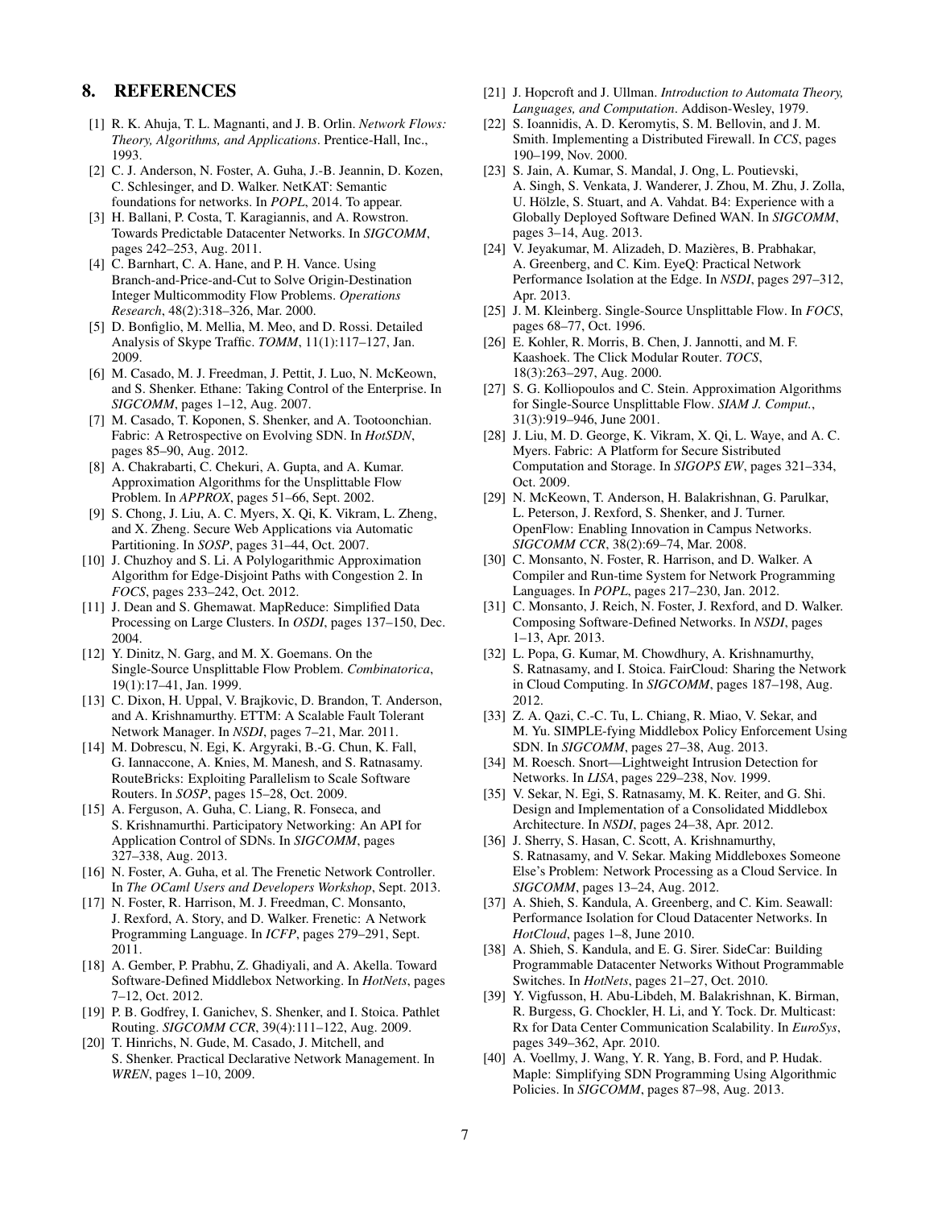## 8. REFERENCES

[1] R. K. Ahuja, T. L. Magnanti, and J. B. Orlin. *Network Flows: Theory, Algorithms, and Applications*. Prentice-Hall, Inc., 1993.

[2] C. J. Anderson, N. Foster, A. Guha, J.-B. Jeannin, D. Kozen, C. Schlesinger, and D. Walker. NetKAT: Semantic foundations for networks. In *POPL*, 2014. To appear.

[3] H. Ballani, P. Costa, T. Karagiannis, and A. Rowstron. Towards Predictable Datacenter Networks. In *SIGCOMM*, pages 242–253, Aug. 2011.

[4] C. Barnhart, C. A. Hane, and P. H. Vance. Using Branch-and-Price-and-Cut to Solve Origin-Destination Integer Multicommodity Flow Problems. *Operations Research*, 48(2):318–326, Mar. 2000.

[5] D. Bonfiglio, M. Mellia, M. Meo, and D. Rossi. Detailed Analysis of Skype Traffic. *TOMM*, 11(1):117–127, Jan. 2009.

[6] M. Casado, M. J. Freedman, J. Pettit, J. Luo, N. McKeown, and S. Shenker. Ethane: Taking Control of the Enterprise. In *SIGCOMM*, pages 1–12, Aug. 2007.

[7] M. Casado, T. Koponen, S. Shenker, and A. Tootoonchian. Fabric: A Retrospective on Evolving SDN. In *HotSDN*, pages 85–90, Aug. 2012.

[8] A. Chakrabarti, C. Chekuri, A. Gupta, and A. Kumar. Approximation Algorithms for the Unsplittable Flow Problem. In *APPROX*, pages 51–66, Sept. 2002.

[9] S. Chong, J. Liu, A. C. Myers, X. Qi, K. Vikram, L. Zheng, and X. Zheng. Secure Web Applications via Automatic Partitioning. In *SOSP*, pages 31–44, Oct. 2007.

[10] J. Chuzhoy and S. Li. A Polylogarithmic Approximation Algorithm for Edge-Disjoint Paths with Congestion 2. In *FOCS*, pages 233–242, Oct. 2012.

[11] J. Dean and S. Ghemawat. MapReduce: Simplified Data Processing on Large Clusters. In *OSDI*, pages 137–150, Dec. 2004.

[12] Y. Dinitz, N. Garg, and M. X. Goemans. On the Single-Source Unsplittable Flow Problem. *Combinatorica*, 19(1):17–41, Jan. 1999.

[13] C. Dixon, H. Uppal, V. Brajkovic, D. Brandon, T. Anderson, and A. Krishnamurthy. ETTM: A Scalable Fault Tolerant Network Manager. In *NSDI*, pages 7–21, Mar. 2011.

[14] M. Dobrescu, N. Egi, K. Argyraki, B.-G. Chun, K. Fall, G. Iannaccone, A. Knies, M. Manesh, and S. Ratnasamy. RouteBricks: Exploiting Parallelism to Scale Software Routers. In *SOSP*, pages 15–28, Oct. 2009.

[15] A. Ferguson, A. Guha, C. Liang, R. Fonseca, and S. Krishnamurthi. Participatory Networking: An API for Application Control of SDNs. In *SIGCOMM*, pages 327–338, Aug. 2013.

[16] N. Foster, A. Guha, et al. The Frenetic Network Controller. In *The OCaml Users and Developers Workshop*, Sept. 2013.

[17] N. Foster, R. Harrison, M. J. Freedman, C. Monsanto, J. Rexford, A. Story, and D. Walker. Frenetic: A Network Programming Language. In *ICFP*, pages 279–291, Sept. 2011.

[18] A. Gember, P. Prabhu, Z. Ghadiyali, and A. Akella. Toward Software-Defined Middlebox Networking. In *HotNets*, pages 7–12, Oct. 2012.

[19] P. B. Godfrey, I. Ganichev, S. Shenker, and I. Stoica. Pathlet Routing. *SIGCOMM CCR*, 39(4):111–122, Aug. 2009.

[20] T. Hinrichs, N. Gude, M. Casado, J. Mitchell, and S. Shenker. Practical Declarative Network Management. In *WREN*, pages 1–10, 2009.

[21] J. Hopcroft and J. Ullman. *Introduction to Automata Theory, Languages, and Computation*. Addison-Wesley, 1979.

[22] S. Ioannidis, A. D. Keromytis, S. M. Bellovin, and J. M. Smith. Implementing a Distributed Firewall. In *CCS*, pages 190–199, Nov. 2000.

[23] S. Jain, A. Kumar, S. Mandal, J. Ong, L. Poutievski, A. Singh, S. Venkata, J. Wanderer, J. Zhou, M. Zhu, J. Zolla, U. Hölzle, S. Stuart, and A. Vahdat. B4: Experience with a Globally Deployed Software Defined WAN. In *SIGCOMM*, pages 3–14, Aug. 2013.

[24] V. Jeyakumar, M. Alizadeh, D. Mazières, B. Prabhakar, A. Greenberg, and C. Kim. EyeQ: Practical Network Performance Isolation at the Edge. In *NSDI*, pages 297–312, Apr. 2013.

[25] J. M. Kleinberg. Single-Source Unsplittable Flow. In *FOCS*, pages 68–77, Oct. 1996.

[26] E. Kohler, R. Morris, B. Chen, J. Jannotti, and M. F. Kaashoek. The Click Modular Router. *TOCS*, 18(3):263–297, Aug. 2000.

[27] S. G. Kolliopoulos and C. Stein. Approximation Algorithms for Single-Source Unsplittable Flow. *SIAM J. Comput.*, 31(3):919–946, June 2001.

[28] J. Liu, M. D. George, K. Vikram, X. Qi, L. Waye, and A. C. Myers. Fabric: A Platform for Secure Sistributed Computation and Storage. In *SIGOPS EW*, pages 321–334, Oct. 2009.

[29] N. McKeown, T. Anderson, H. Balakrishnan, G. Parulkar, L. Peterson, J. Rexford, S. Shenker, and J. Turner. OpenFlow: Enabling Innovation in Campus Networks. *SIGCOMM CCR*, 38(2):69–74, Mar. 2008.

[30] C. Monsanto, N. Foster, R. Harrison, and D. Walker. A Compiler and Run-time System for Network Programming Languages. In *POPL*, pages 217–230, Jan. 2012.

[31] C. Monsanto, J. Reich, N. Foster, J. Rexford, and D. Walker. Composing Software-Defined Networks. In *NSDI*, pages 1–13, Apr. 2013.

[32] L. Popa, G. Kumar, M. Chowdhury, A. Krishnamurthy, S. Ratnasamy, and I. Stoica. FairCloud: Sharing the Network in Cloud Computing. In *SIGCOMM*, pages 187–198, Aug. 2012.

[33] Z. A. Qazi, C.-C. Tu, L. Chiang, R. Miao, V. Sekar, and M. Yu. SIMPLE-fying Middlebox Policy Enforcement Using SDN. In *SIGCOMM*, pages 27–38, Aug. 2013.

[34] M. Roesch. Snort—Lightweight Intrusion Detection for Networks. In *LISA*, pages 229–238, Nov. 1999.

[35] V. Sekar, N. Egi, S. Ratnasamy, M. K. Reiter, and G. Shi. Design and Implementation of a Consolidated Middlebox Architecture. In *NSDI*, pages 24–38, Apr. 2012.

[36] J. Sherry, S. Hasan, C. Scott, A. Krishnamurthy, S. Ratnasamy, and V. Sekar. Making Middleboxes Someone Else's Problem: Network Processing as a Cloud Service. In *SIGCOMM*, pages 13–24, Aug. 2012.

[37] A. Shieh, S. Kandula, A. Greenberg, and C. Kim. Seawall: Performance Isolation for Cloud Datacenter Networks. In *HotCloud*, pages 1–8, June 2010.

[38] A. Shieh, S. Kandula, and E. G. Sirer. SideCar: Building Programmable Datacenter Networks Without Programmable Switches. In *HotNets*, pages 21–27, Oct. 2010.

[39] Y. Vigfusson, H. Abu-Libdeh, M. Balakrishnan, K. Birman, R. Burgess, G. Chockler, H. Li, and Y. Tock. Dr. Multicast: Rx for Data Center Communication Scalability. In *EuroSys*, pages 349–362, Apr. 2010.

[40] A. Voellmy, J. Wang, Y. R. Yang, B. Ford, and P. Hudak. Maple: Simplifying SDN Programming Using Algorithmic Policies. In *SIGCOMM*, pages 87–98, Aug. 2013.